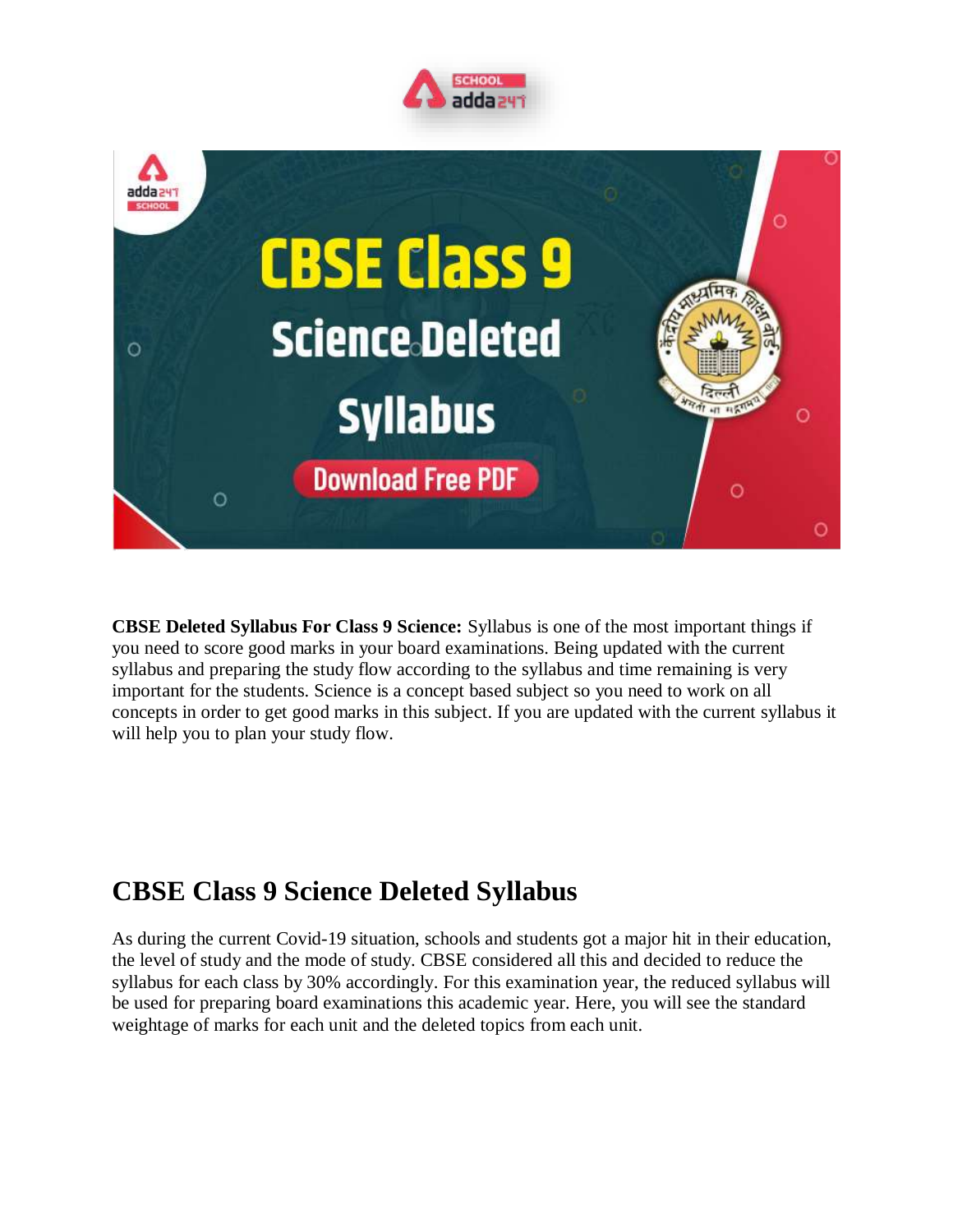**CBSE Deleted Syllabus For Class 9 Science:** Syllabus is one of the most important things if you need to score good marks in your board examinations. Being updated with the current syllabus and preparing the study flow according to the syllabus and time remaining is very important for the students. Science is a concept based subject so you need to work on all concepts in order to get good marks in this subject. If you are updated with the current syllabus it will help you to plan your study flow.

## CBSE Class 9 Science Deleted Syllabus

As during the current Covid-19 situation, schools and students got a major hit in their education, the level of study and the mode of study. CBSE considered all this and decided to reduce the syllabus for each class by 30% accordingly. For this examination year, the reduced syllabus will be used for preparing board examinations this academic year. Here, you will see the standard weightage of marks for each unit and the deleted topics from each unit.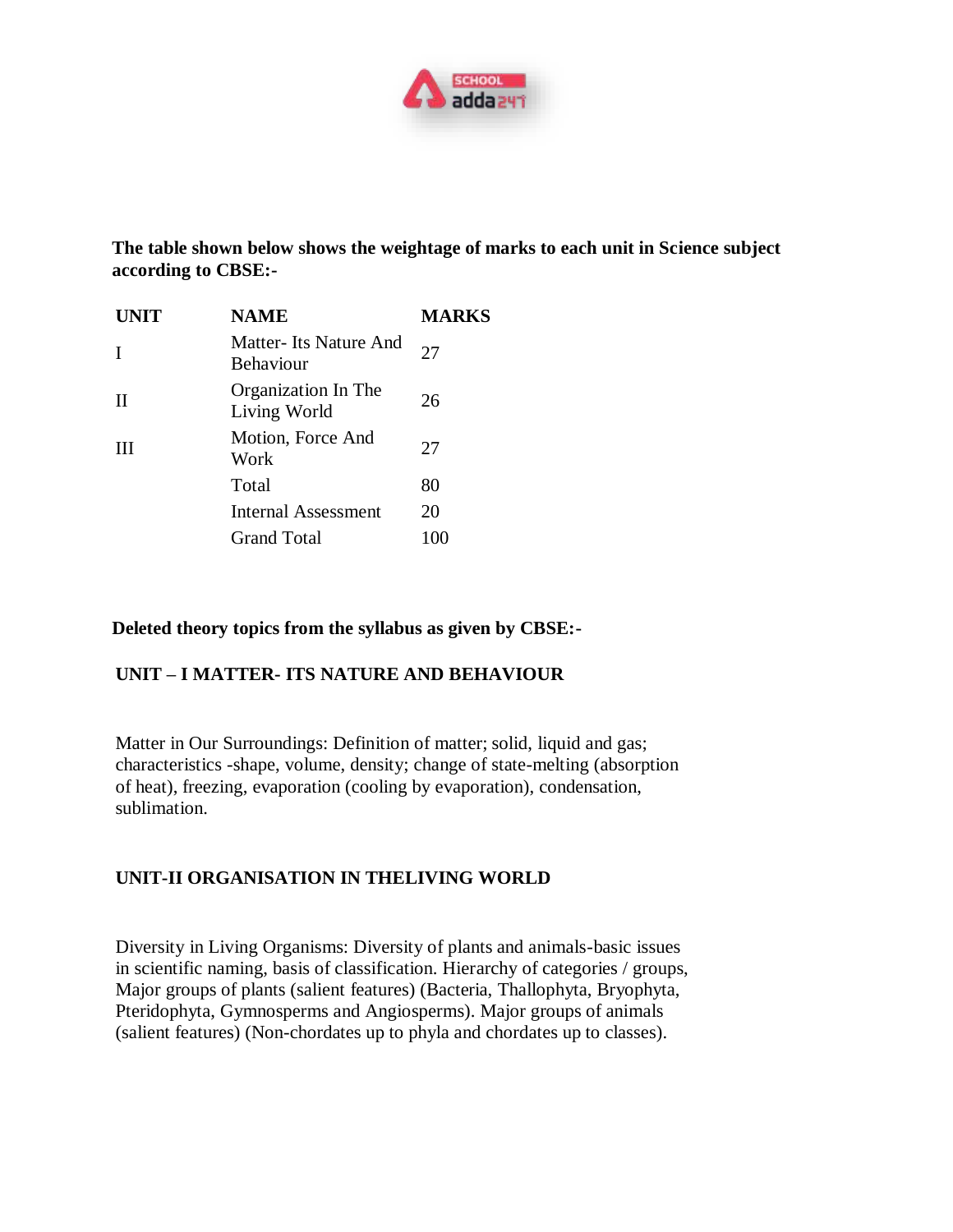**The table shown below shows the weightage of marks to each unit in Science subject according to CBSE:-**

| UNIT | NAME | MARKS |
|---|---|---|
| I | Matter- Its Nature And Behaviour | 27 |
| II | Organization In The Living World | 26 |
| III | Motion, Force And Work | 27 |
| | Total | 80 |
| | Internal Assessment | 20 |
| | Grand Total | 100 |

**Deleted theory topics from the syllabus as given by CBSE:-**

## UNIT – I MATTER- ITS NATURE AND BEHAVIOUR

Matter in Our Surroundings: Definition of matter; solid, liquid and gas; characteristics -shape, volume, density; change of state-melting (absorption of heat), freezing, evaporation (cooling by evaporation), condensation, sublimation.

## UNIT-II ORGANISATION IN THELIVING WORLD

Diversity in Living Organisms: Diversity of plants and animals-basic issues in scientific naming, basis of classification. Hierarchy of categories / groups, Major groups of plants (salient features) (Bacteria, Thallophyta, Bryophyta, Pteridophyta, Gymnosperms and Angiosperms). Major groups of animals (salient features) (Non-chordates up to phyla and chordates up to classes).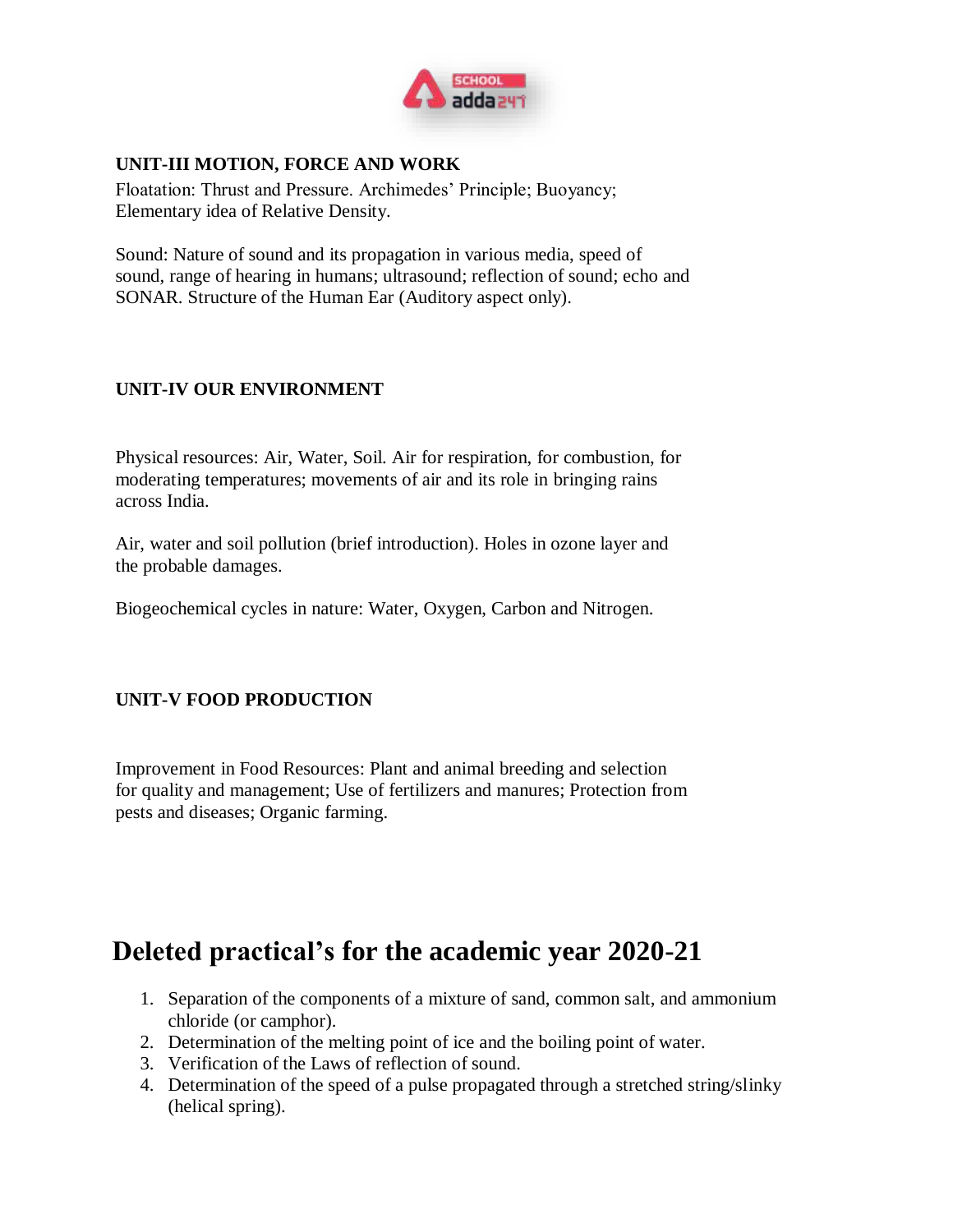**UNIT-III MOTION, FORCE AND WORK**

Floatation: Thrust and Pressure. Archimedes' Principle; Buoyancy; Elementary idea of Relative Density.

Sound: Nature of sound and its propagation in various media, speed of sound, range of hearing in humans; ultrasound; reflection of sound; echo and SONAR. Structure of the Human Ear (Auditory aspect only).

**UNIT-IV OUR ENVIRONMENT**

Physical resources: Air, Water, Soil. Air for respiration, for combustion, for moderating temperatures; movements of air and its role in bringing rains across India.

Air, water and soil pollution (brief introduction). Holes in ozone layer and the probable damages.

Biogeochemical cycles in nature: Water, Oxygen, Carbon and Nitrogen.

**UNIT-V FOOD PRODUCTION**

Improvement in Food Resources: Plant and animal breeding and selection for quality and management; Use of fertilizers and manures; Protection from pests and diseases; Organic farming.

## Deleted practical's for the academic year 2020-21

1. Separation of the components of a mixture of sand, common salt, and ammonium chloride (or camphor).
2. Determination of the melting point of ice and the boiling point of water.
3. Verification of the Laws of reflection of sound.
4. Determination of the speed of a pulse propagated through a stretched string/slinky (helical spring).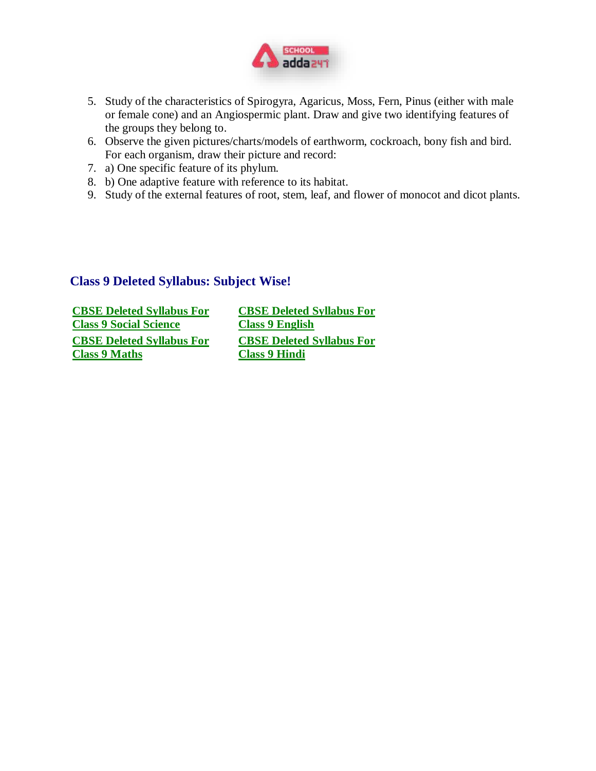5. Study of the characteristics of Spirogyra, Agaricus, Moss, Fern, Pinus (either with male or female cone) and an Angiospermic plant. Draw and give two identifying features of the groups they belong to.
6. Observe the given pictures/charts/models of earthworm, cockroach, bony fish and bird. For each organism, draw their picture and record:
7. a) One specific feature of its phylum.
8. b) One adaptive feature with reference to its habitat.
9. Study of the external features of root, stem, leaf, and flower of monocot and dicot plants.

## Class 9 Deleted Syllabus: Subject Wise!

| | |
|---|---|
| **CBSE Deleted Syllabus For Class 9 Social Science** | **CBSE Deleted Syllabus For Class 9 English** |
| **CBSE Deleted Syllabus For Class 9 Maths** | **CBSE Deleted Syllabus For Class 9 Hindi** |